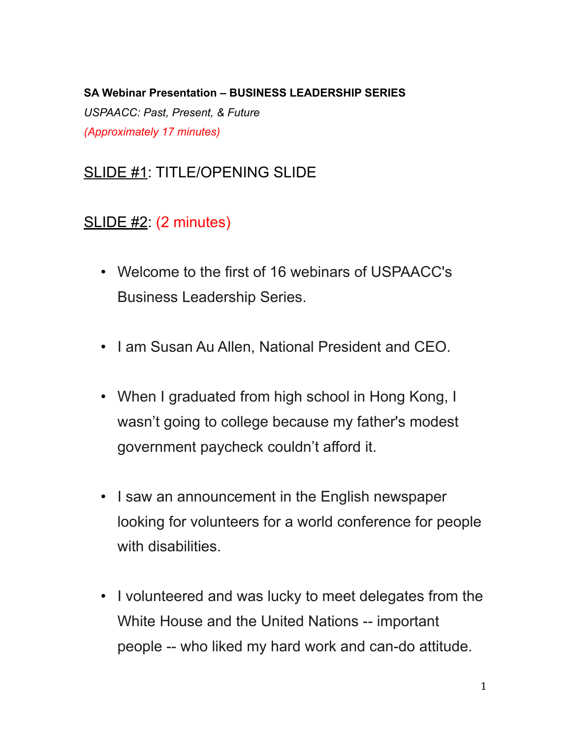**SA Webinar Presentation – BUSINESS LEADERSHIP SERIES**

*USPAACC: Past, Present, & Future*

*(Approximately 17 minutes)*

## <u>SLIDE #1</u>: TITLE/OPENING SLIDE

## <u>SLIDE #2</u>: (2 minutes)

- Welcome to the first of 16 webinars of USPAACC's Business Leadership Series.
- I am Susan Au Allen, National President and CEO.
- When I graduated from high school in Hong Kong, I wasn't going to college because my father's modest government paycheck couldn't afford it.
- I saw an announcement in the English newspaper looking for volunteers for a world conference for people with disabilities.
- I volunteered and was lucky to meet delegates from the White House and the United Nations -- important people -- who liked my hard work and can-do attitude.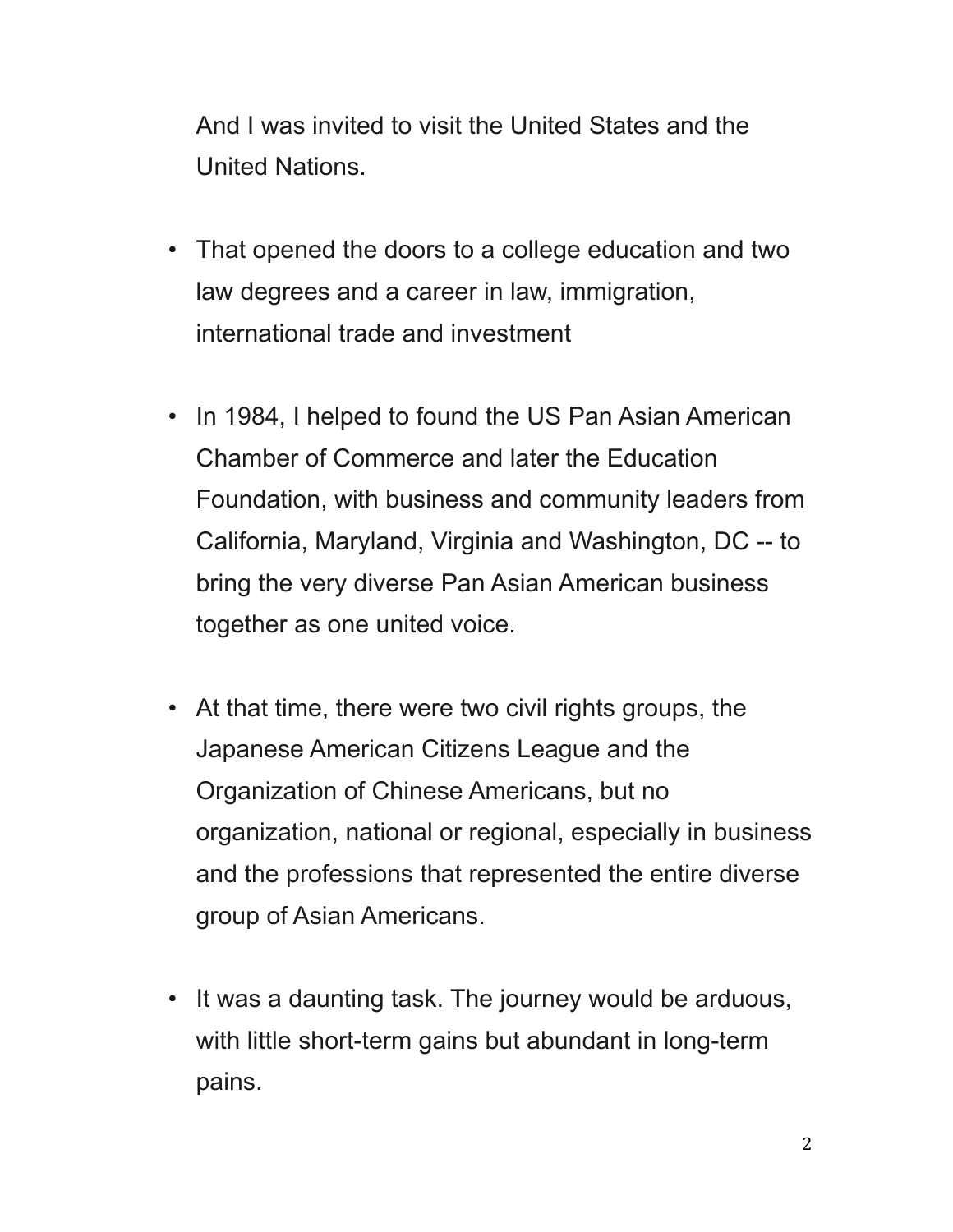And I was invited to visit the United States and the United Nations.

- That opened the doors to a college education and two law degrees and a career in law, immigration, international trade and investment

- In 1984, I helped to found the US Pan Asian American Chamber of Commerce and later the Education Foundation, with business and community leaders from California, Maryland, Virginia and Washington, DC -- to bring the very diverse Pan Asian American business together as one united voice.

- At that time, there were two civil rights groups, the Japanese American Citizens League and the Organization of Chinese Americans, but no organization, national or regional, especially in business and the professions that represented the entire diverse group of Asian Americans.

- It was a daunting task. The journey would be arduous, with little short-term gains but abundant in long-term pains.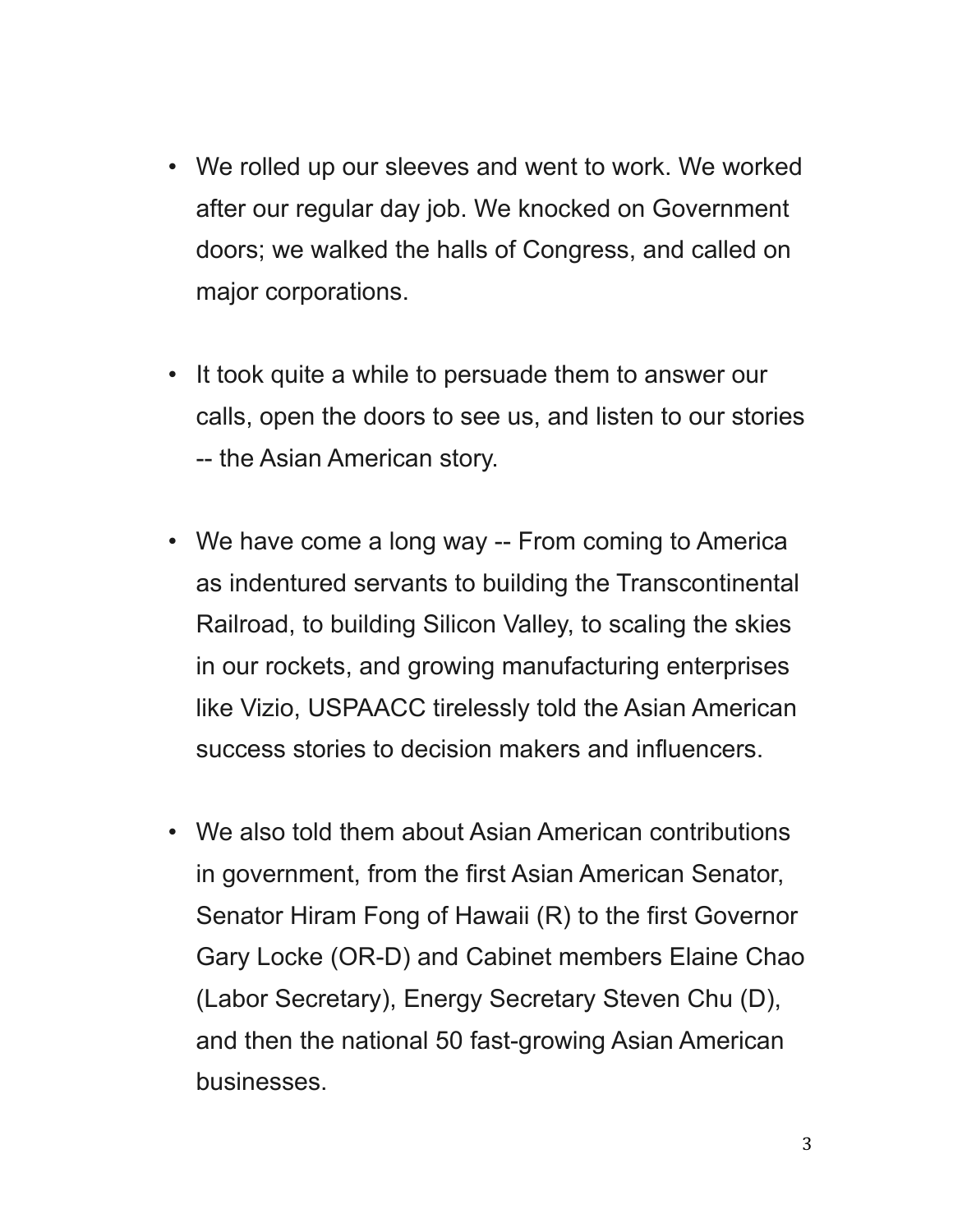- We rolled up our sleeves and went to work. We worked after our regular day job. We knocked on Government doors; we walked the halls of Congress, and called on major corporations.

- It took quite a while to persuade them to answer our calls, open the doors to see us, and listen to our stories -- the Asian American story.

- We have come a long way -- From coming to America as indentured servants to building the Transcontinental Railroad, to building Silicon Valley, to scaling the skies in our rockets, and growing manufacturing enterprises like Vizio, USPAACC tirelessly told the Asian American success stories to decision makers and influencers.

- We also told them about Asian American contributions in government, from the first Asian American Senator, Senator Hiram Fong of Hawaii (R) to the first Governor Gary Locke (OR-D) and Cabinet members Elaine Chao (Labor Secretary), Energy Secretary Steven Chu (D), and then the national 50 fast-growing Asian American businesses.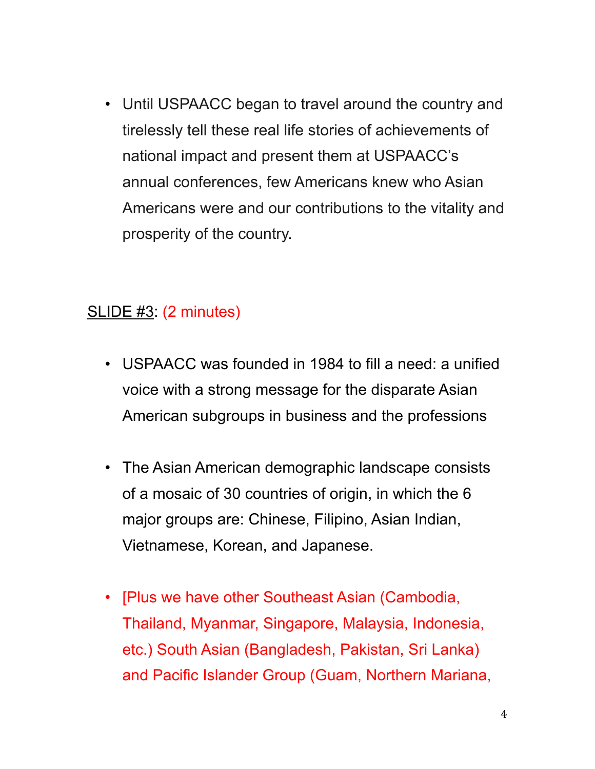- Until USPAACC began to travel around the country and tirelessly tell these real life stories of achievements of national impact and present them at USPAACC's annual conferences, few Americans knew who Asian Americans were and our contributions to the vitality and prosperity of the country.

<u>SLIDE #3</u>: (2 minutes)

- USPAACC was founded in 1984 to fill a need: a unified voice with a strong message for the disparate Asian American subgroups in business and the professions

- The Asian American demographic landscape consists of a mosaic of 30 countries of origin, in which the 6 major groups are: Chinese, Filipino, Asian Indian, Vietnamese, Korean, and Japanese.

- [Plus we have other Southeast Asian (Cambodia, Thailand, Myanmar, Singapore, Malaysia, Indonesia, etc.) South Asian (Bangladesh, Pakistan, Sri Lanka) and Pacific Islander Group (Guam, Northern Mariana,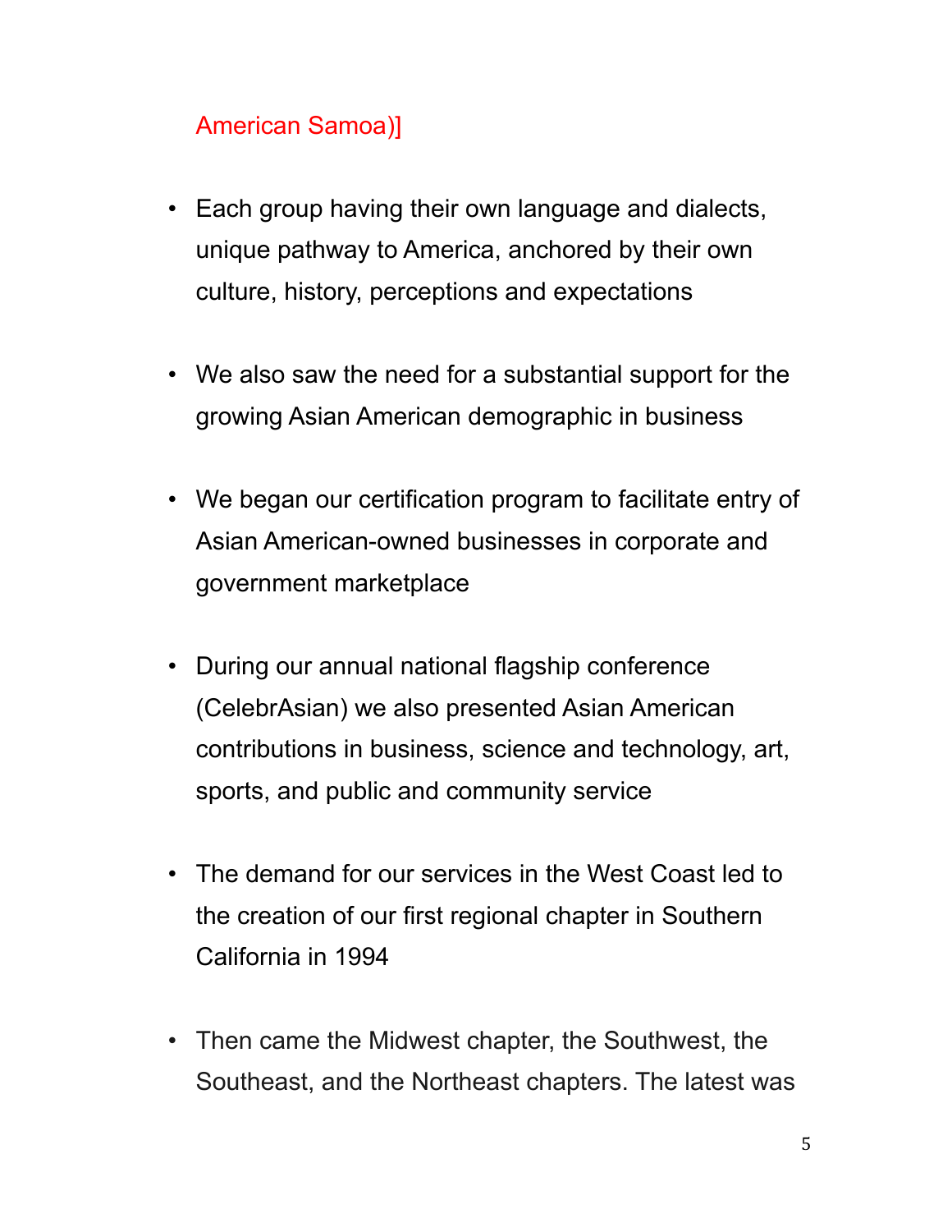American Samoa)]

- Each group having their own language and dialects, unique pathway to America, anchored by their own culture, history, perceptions and expectations

- We also saw the need for a substantial support for the growing Asian American demographic in business

- We began our certification program to facilitate entry of Asian American-owned businesses in corporate and government marketplace

- During our annual national flagship conference (CelebrAsian) we also presented Asian American contributions in business, science and technology, art, sports, and public and community service

- The demand for our services in the West Coast led to the creation of our first regional chapter in Southern California in 1994

- Then came the Midwest chapter, the Southwest, the Southeast, and the Northeast chapters. The latest was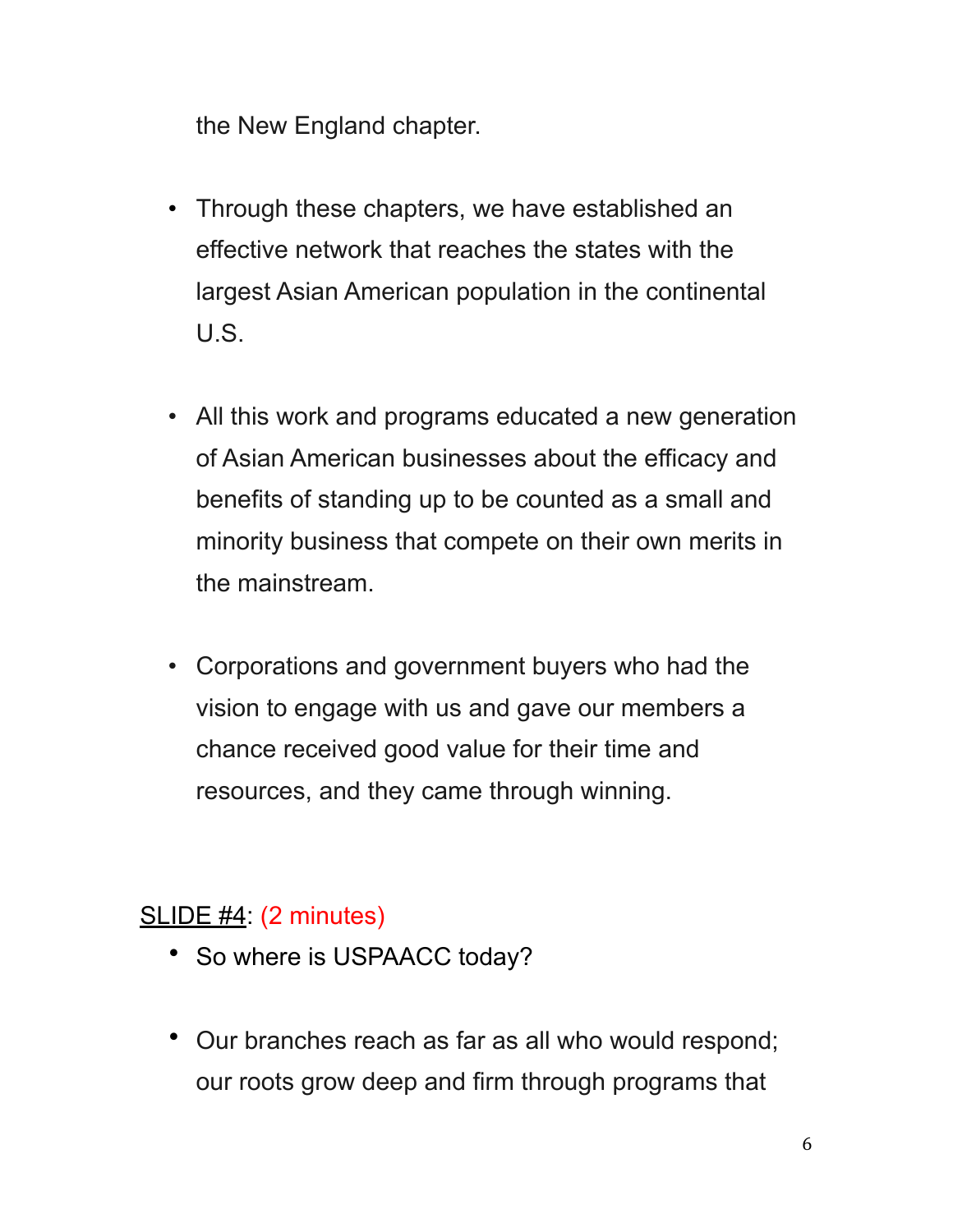the New England chapter.

- Through these chapters, we have established an effective network that reaches the states with the largest Asian American population in the continental U.S.

- All this work and programs educated a new generation of Asian American businesses about the efficacy and benefits of standing up to be counted as a small and minority business that compete on their own merits in the mainstream.

- Corporations and government buyers who had the vision to engage with us and gave our members a chance received good value for their time and resources, and they came through winning.

<u>SLIDE #4</u>: (2 minutes)

- So where is USPAACC today?

- Our branches reach as far as all who would respond; our roots grow deep and firm through programs that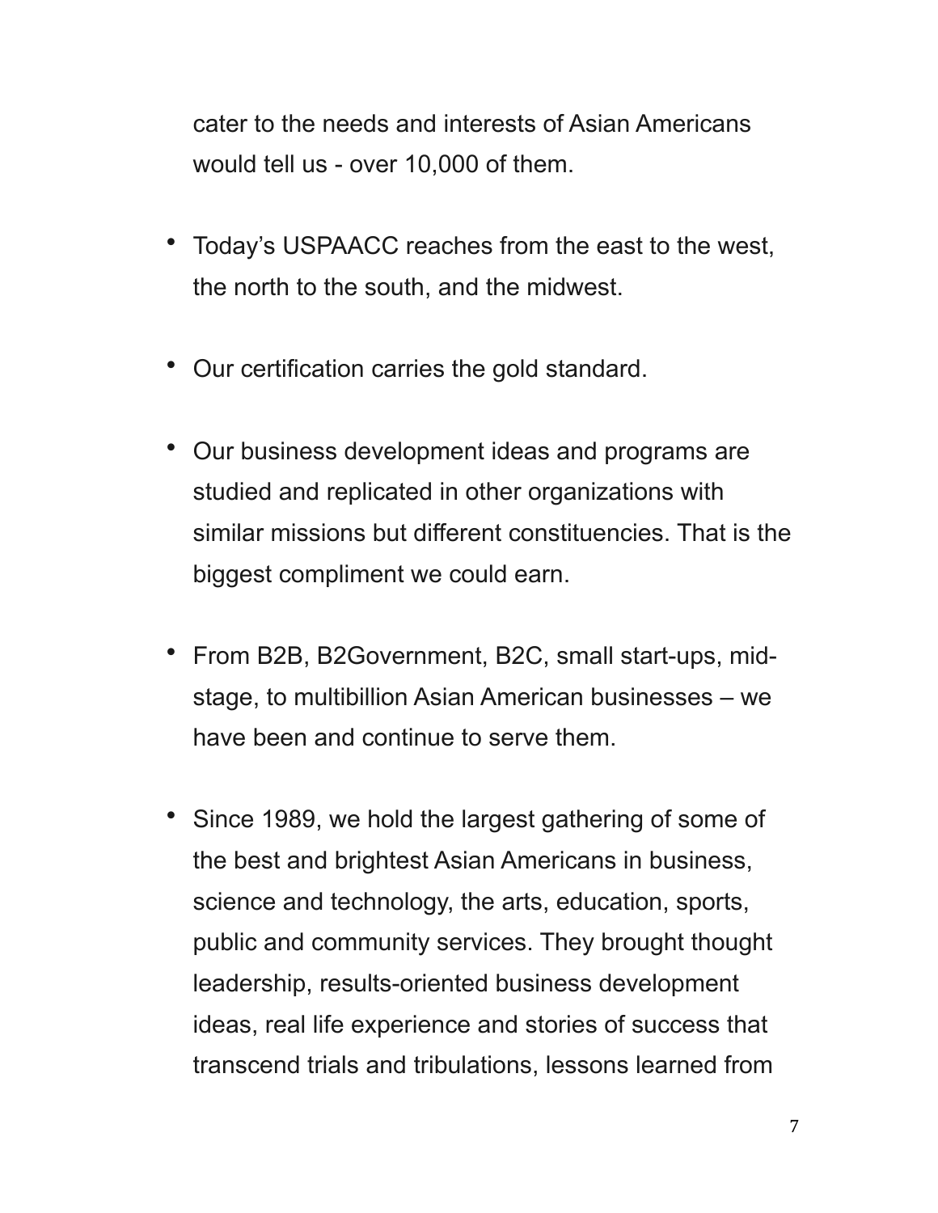cater to the needs and interests of Asian Americans would tell us - over 10,000 of them.

- Today's USPAACC reaches from the east to the west, the north to the south, and the midwest.
- Our certification carries the gold standard.
- Our business development ideas and programs are studied and replicated in other organizations with similar missions but different constituencies. That is the biggest compliment we could earn.
- From B2B, B2Government, B2C, small start-ups, mid-stage, to multibillion Asian American businesses – we have been and continue to serve them.
- Since 1989, we hold the largest gathering of some of the best and brightest Asian Americans in business, science and technology, the arts, education, sports, public and community services. They brought thought leadership, results-oriented business development ideas, real life experience and stories of success that transcend trials and tribulations, lessons learned from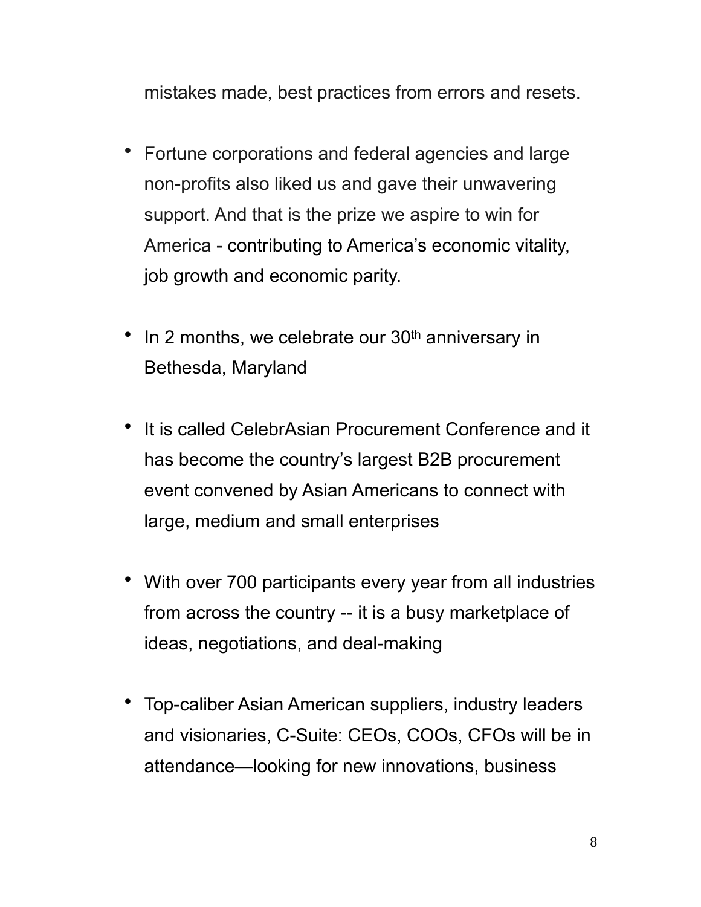mistakes made, best practices from errors and resets.

- Fortune corporations and federal agencies and large non-profits also liked us and gave their unwavering support. And that is the prize we aspire to win for America - contributing to America's economic vitality, job growth and economic parity.

- In 2 months, we celebrate our 30th anniversary in Bethesda, Maryland

- It is called CelebrAsian Procurement Conference and it has become the country's largest B2B procurement event convened by Asian Americans to connect with large, medium and small enterprises

- With over 700 participants every year from all industries from across the country -- it is a busy marketplace of ideas, negotiations, and deal-making

- Top-caliber Asian American suppliers, industry leaders and visionaries, C-Suite: CEOs, COOs, CFOs will be in attendance—looking for new innovations, business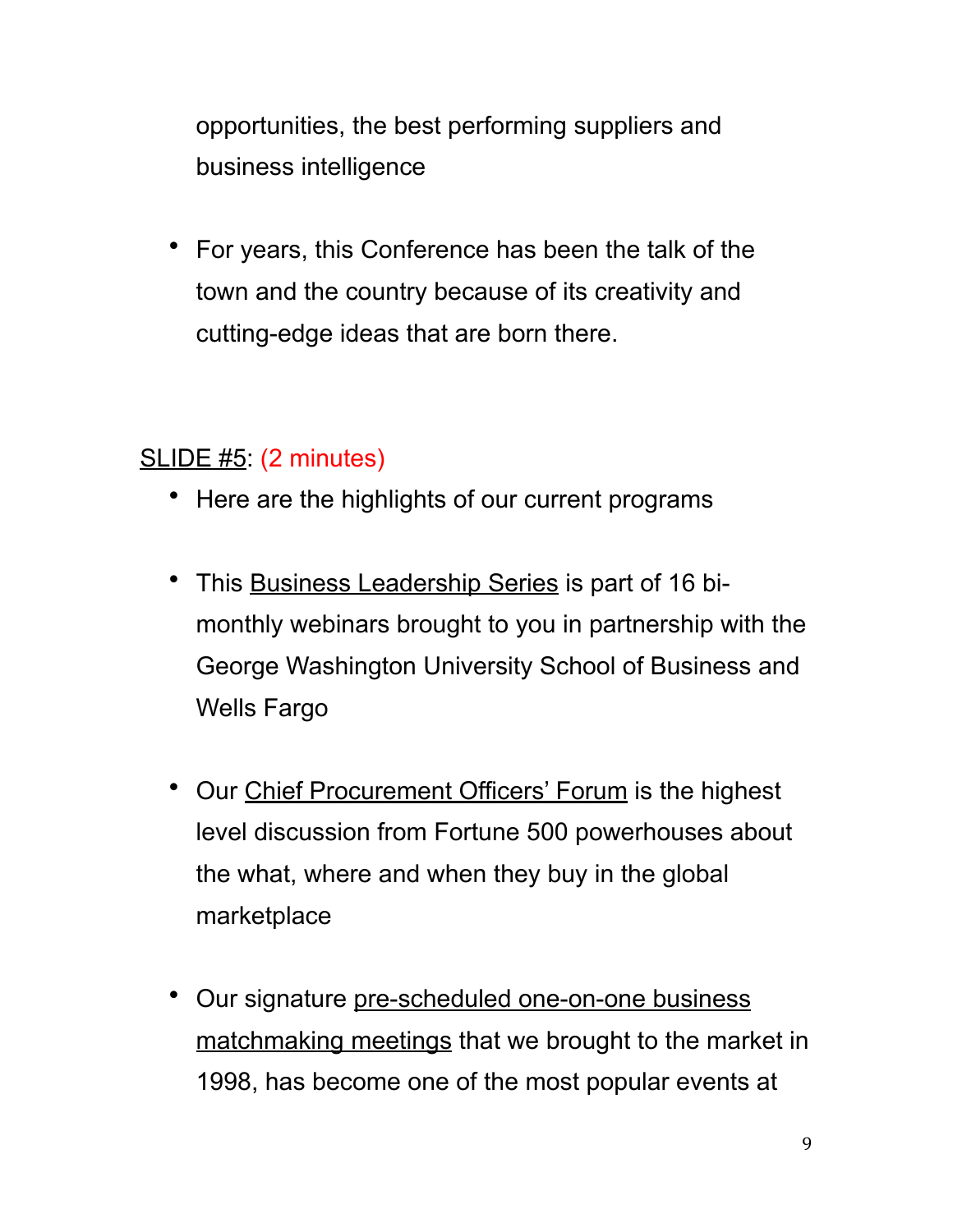opportunities, the best performing suppliers and business intelligence

- For years, this Conference has been the talk of the town and the country because of its creativity and cutting-edge ideas that are born there.

<u>SLIDE #5</u>: (2 minutes)

- Here are the highlights of our current programs

- This <u>Business Leadership Series</u> is part of 16 bi-monthly webinars brought to you in partnership with the George Washington University School of Business and Wells Fargo

- Our <u>Chief Procurement Officers' Forum</u> is the highest level discussion from Fortune 500 powerhouses about the what, where and when they buy in the global marketplace

- Our signature <u>pre-scheduled one-on-one business matchmaking meetings</u> that we brought to the market in 1998, has become one of the most popular events at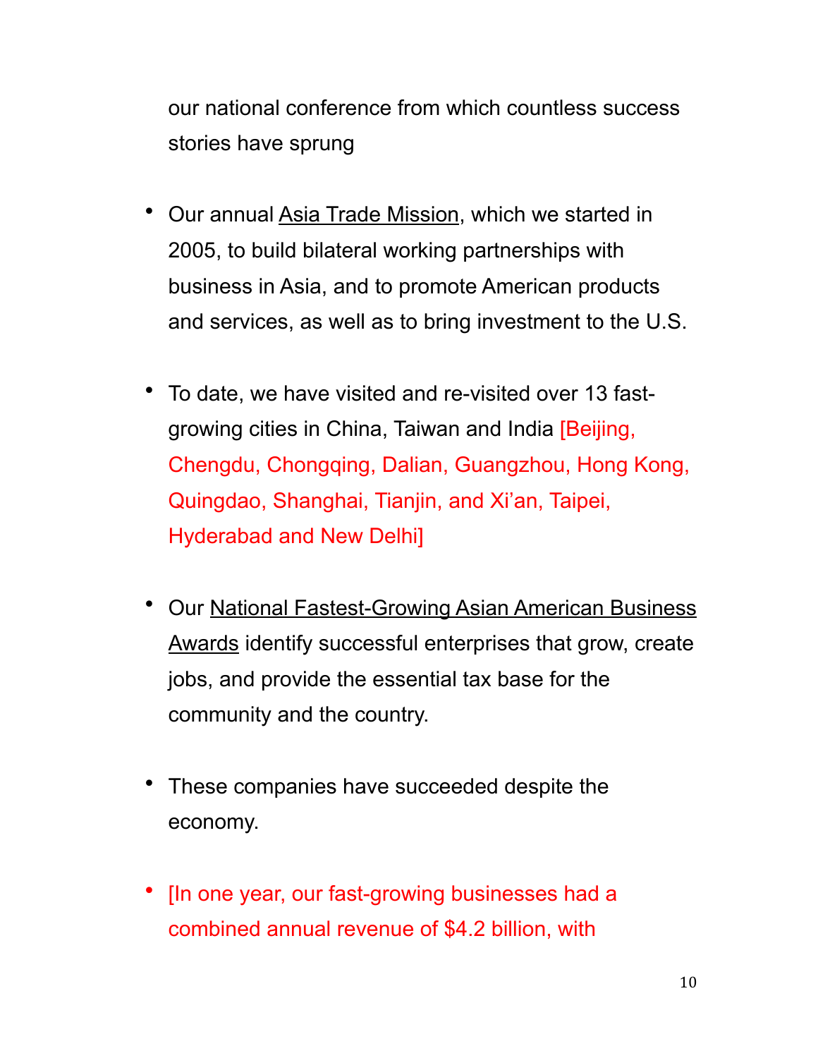our national conference from which countless success stories have sprung

- Our annual <u>Asia Trade Mission</u>, which we started in 2005, to build bilateral working partnerships with business in Asia, and to promote American products and services, as well as to bring investment to the U.S.

- To date, we have visited and re-visited over 13 fast-growing cities in China, Taiwan and India [Beijing, Chengdu, Chongqing, Dalian, Guangzhou, Hong Kong, Quingdao, Shanghai, Tianjin, and Xi'an, Taipei, Hyderabad and New Delhi]

- Our <u>National Fastest-Growing Asian American Business Awards</u> identify successful enterprises that grow, create jobs, and provide the essential tax base for the community and the country.

- These companies have succeeded despite the economy.

- [In one year, our fast-growing businesses had a combined annual revenue of $4.2 billion, with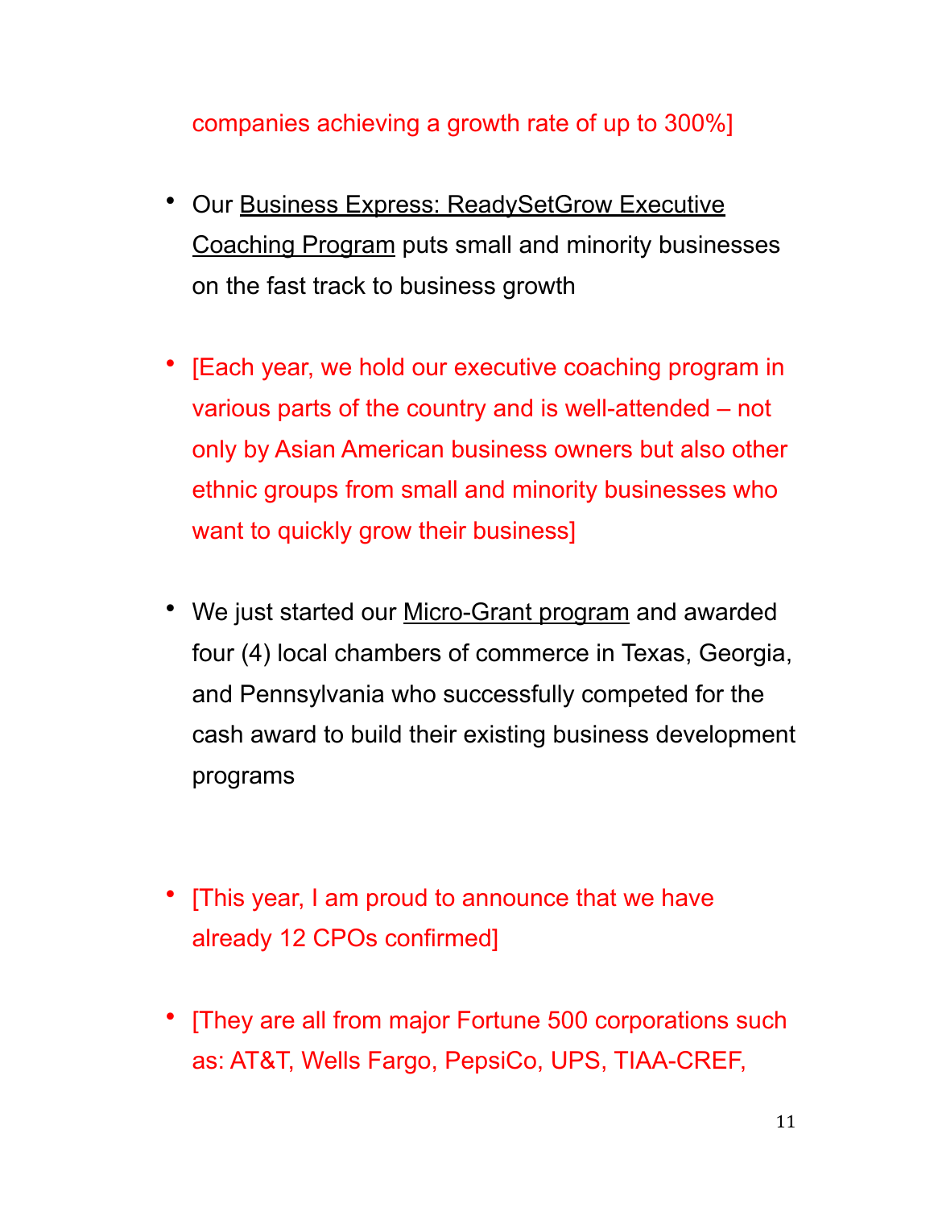companies achieving a growth rate of up to 300%]

- Our <u>Business Express: ReadySetGrow Executive Coaching Program</u> puts small and minority businesses on the fast track to business growth

- [Each year, we hold our executive coaching program in various parts of the country and is well-attended – not only by Asian American business owners but also other ethnic groups from small and minority businesses who want to quickly grow their business]

- We just started our <u>Micro-Grant program</u> and awarded four (4) local chambers of commerce in Texas, Georgia, and Pennsylvania who successfully competed for the cash award to build their existing business development programs

- [This year, I am proud to announce that we have already 12 CPOs confirmed]

- [They are all from major Fortune 500 corporations such as: AT&T, Wells Fargo, PepsiCo, UPS, TIAA-CREF,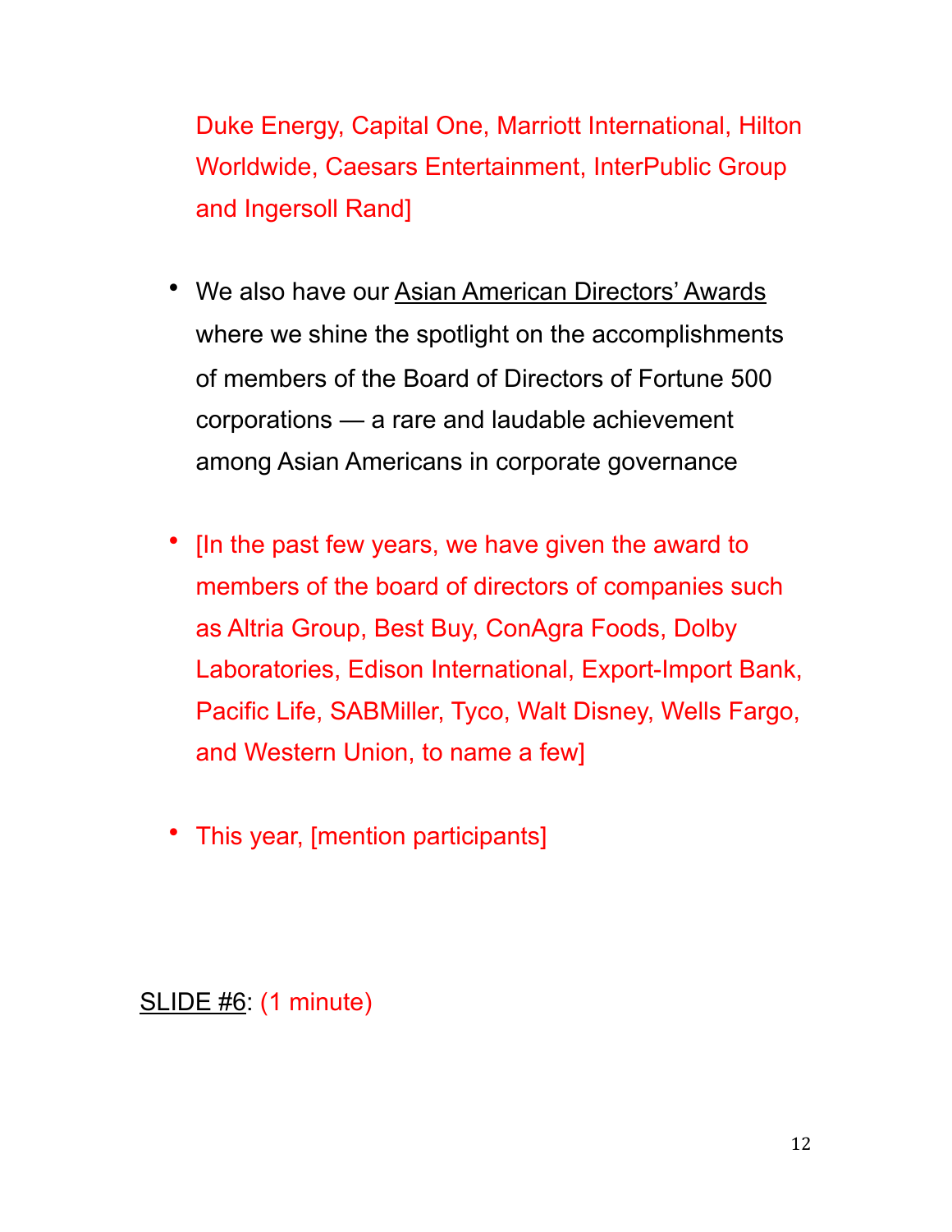Duke Energy, Capital One, Marriott International, Hilton Worldwide, Caesars Entertainment, InterPublic Group and Ingersoll Rand]

- We also have our Asian American Directors' Awards where we shine the spotlight on the accomplishments of members of the Board of Directors of Fortune 500 corporations — a rare and laudable achievement among Asian Americans in corporate governance

- [In the past few years, we have given the award to members of the board of directors of companies such as Altria Group, Best Buy, ConAgra Foods, Dolby Laboratories, Edison International, Export-Import Bank, Pacific Life, SABMiller, Tyco, Walt Disney, Wells Fargo, and Western Union, to name a few]

- This year, [mention participants]

SLIDE #6: (1 minute)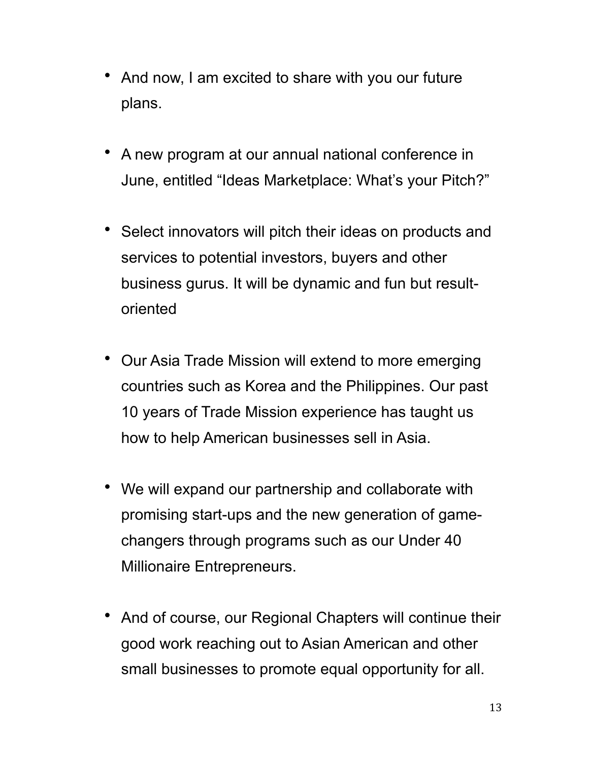- And now, I am excited to share with you our future plans.

- A new program at our annual national conference in June, entitled “Ideas Marketplace: What’s your Pitch?”

- Select innovators will pitch their ideas on products and services to potential investors, buyers and other business gurus. It will be dynamic and fun but result-oriented

- Our Asia Trade Mission will extend to more emerging countries such as Korea and the Philippines. Our past 10 years of Trade Mission experience has taught us how to help American businesses sell in Asia.

- We will expand our partnership and collaborate with promising start-ups and the new generation of game-changers through programs such as our Under 40 Millionaire Entrepreneurs.

- And of course, our Regional Chapters will continue their good work reaching out to Asian American and other small businesses to promote equal opportunity for all.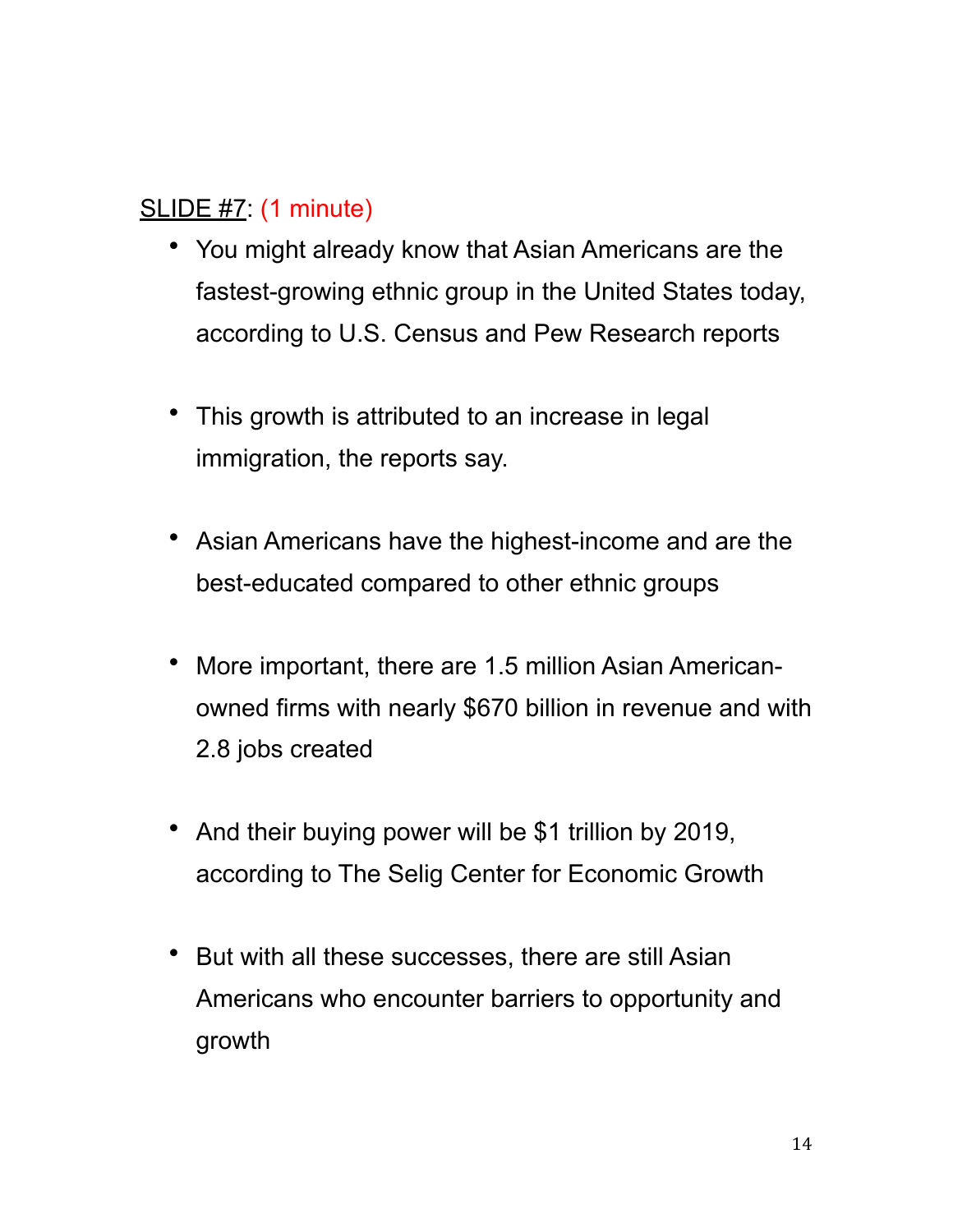<u>SLIDE #7</u>: (1 minute)

- You might already know that Asian Americans are the fastest-growing ethnic group in the United States today, according to U.S. Census and Pew Research reports

- This growth is attributed to an increase in legal immigration, the reports say.

- Asian Americans have the highest-income and are the best-educated compared to other ethnic groups

- More important, there are 1.5 million Asian American-owned firms with nearly $670 billion in revenue and with 2.8 jobs created

- And their buying power will be $1 trillion by 2019, according to The Selig Center for Economic Growth

- But with all these successes, there are still Asian Americans who encounter barriers to opportunity and growth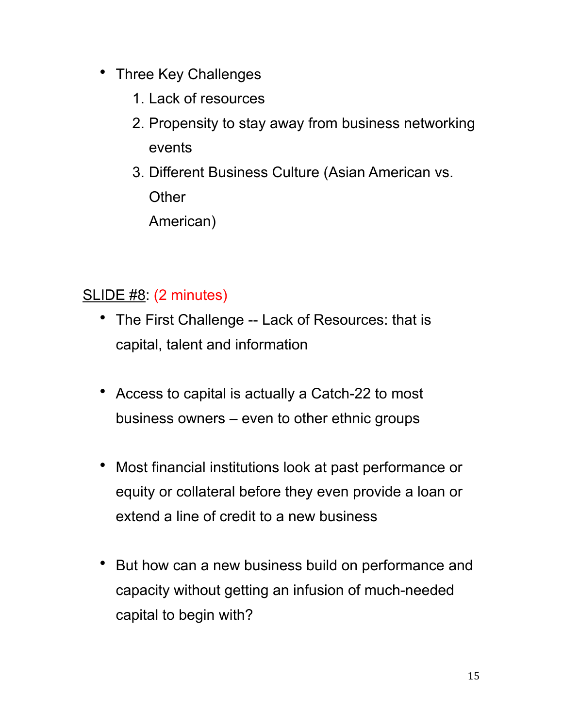- Three Key Challenges
    1. Lack of resources
    2. Propensity to stay away from business networking events
    3. Different Business Culture (Asian American vs. Other American)

<u>SLIDE #8</u>: (2 minutes)

- The First Challenge -- Lack of Resources: that is capital, talent and information

- Access to capital is actually a Catch-22 to most business owners – even to other ethnic groups

- Most financial institutions look at past performance or equity or collateral before they even provide a loan or extend a line of credit to a new business

- But how can a new business build on performance and capacity without getting an infusion of much-needed capital to begin with?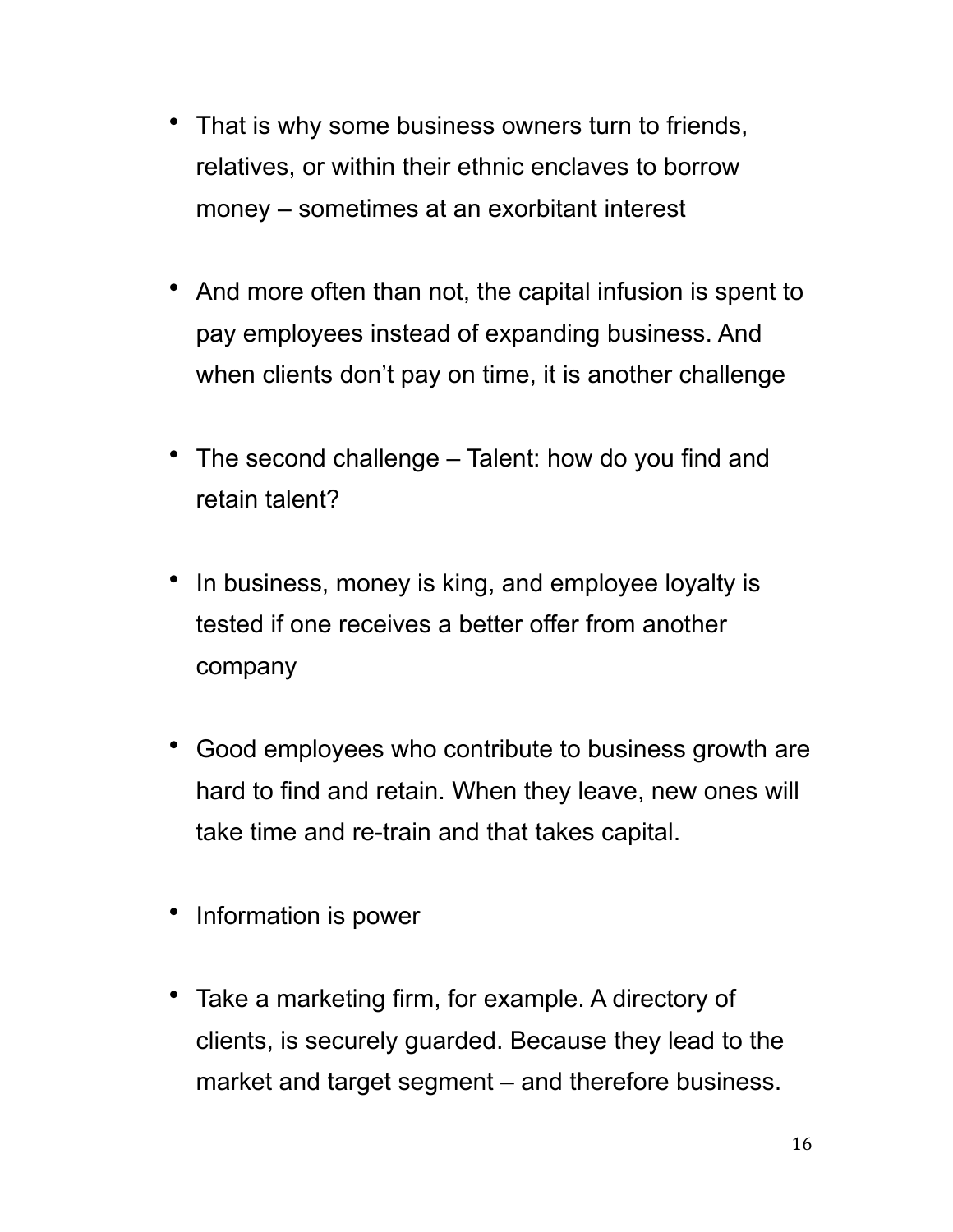- That is why some business owners turn to friends, relatives, or within their ethnic enclaves to borrow money – sometimes at an exorbitant interest

- And more often than not, the capital infusion is spent to pay employees instead of expanding business. And when clients don't pay on time, it is another challenge

- The second challenge – Talent: how do you find and retain talent?

- In business, money is king, and employee loyalty is tested if one receives a better offer from another company

- Good employees who contribute to business growth are hard to find and retain. When they leave, new ones will take time and re-train and that takes capital.

- Information is power

- Take a marketing firm, for example. A directory of clients, is securely guarded. Because they lead to the market and target segment – and therefore business.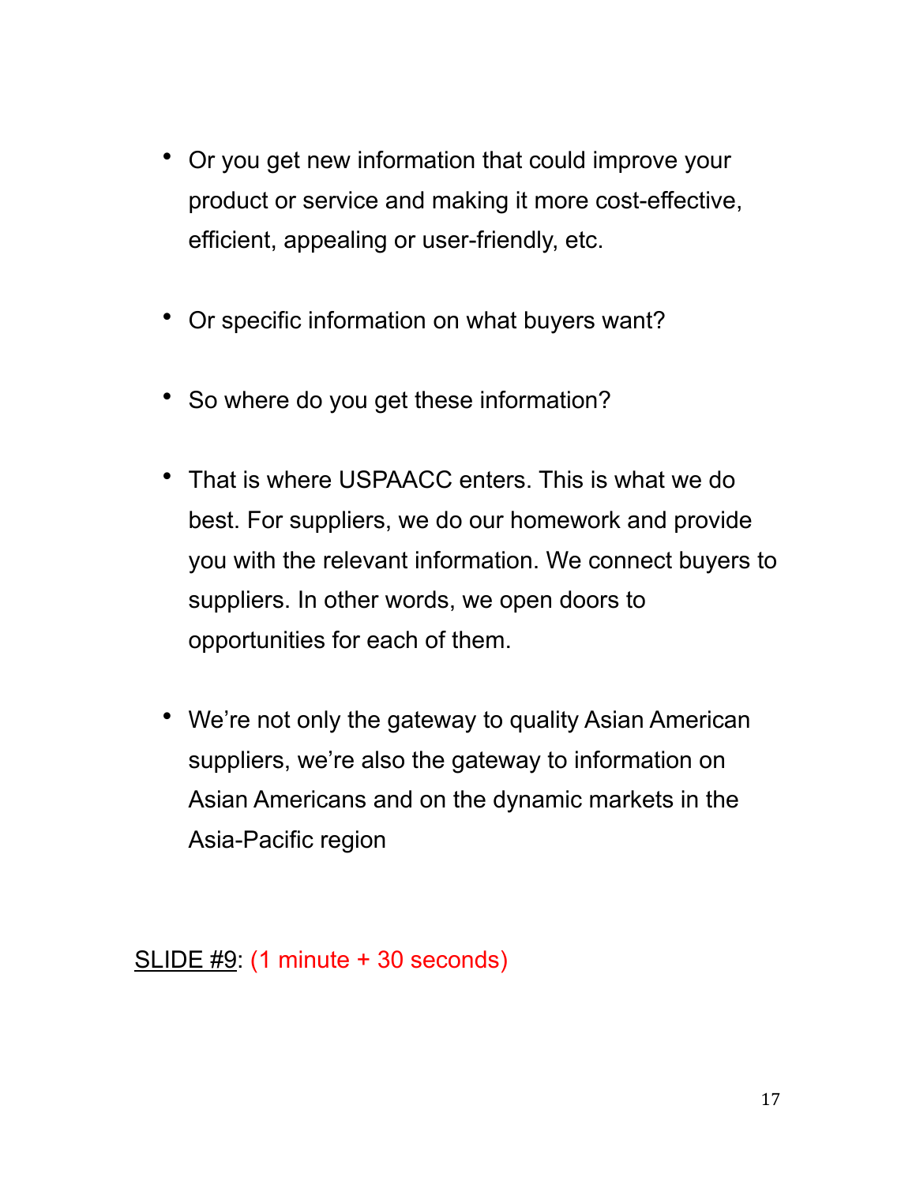- Or you get new information that could improve your product or service and making it more cost-effective, efficient, appealing or user-friendly, etc.

- Or specific information on what buyers want?

- So where do you get these information?

- That is where USPAACC enters. This is what we do best. For suppliers, we do our homework and provide you with the relevant information. We connect buyers to suppliers. In other words, we open doors to opportunities for each of them.

- We're not only the gateway to quality Asian American suppliers, we're also the gateway to information on Asian Americans and on the dynamic markets in the Asia-Pacific region

SLIDE #9: (1 minute + 30 seconds)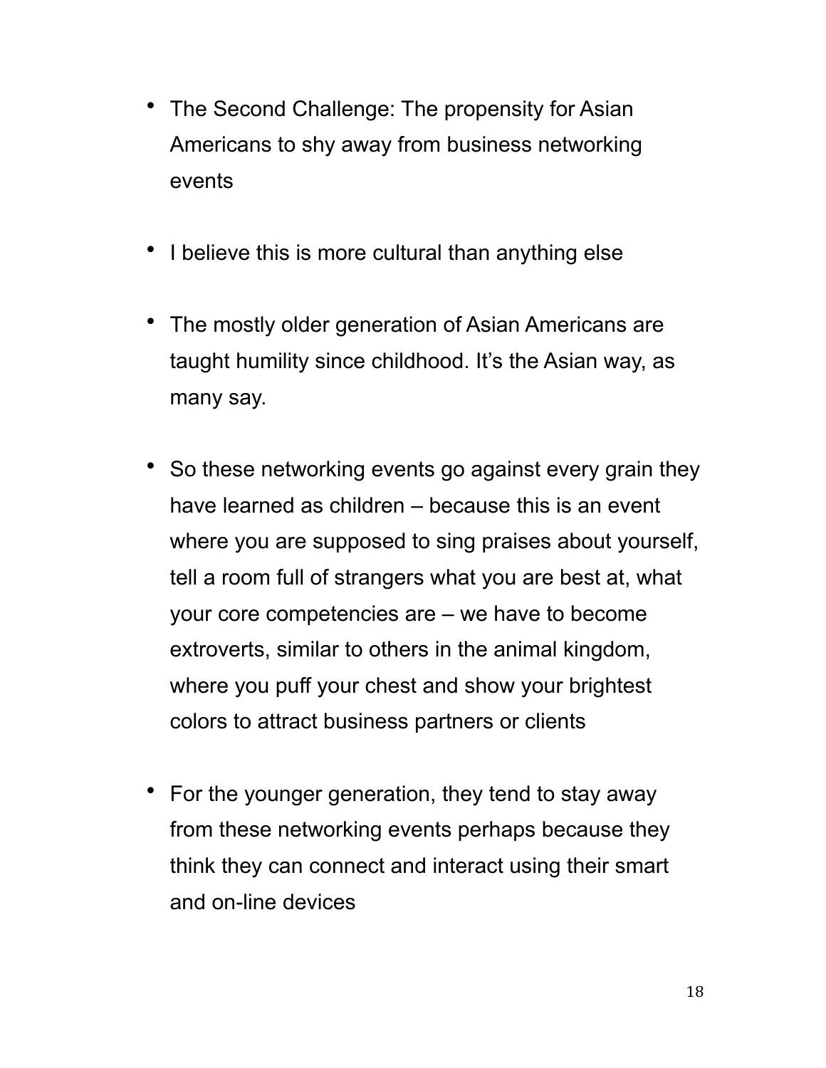- The Second Challenge: The propensity for Asian Americans to shy away from business networking events

- I believe this is more cultural than anything else

- The mostly older generation of Asian Americans are taught humility since childhood. It's the Asian way, as many say.

- So these networking events go against every grain they have learned as children – because this is an event where you are supposed to sing praises about yourself, tell a room full of strangers what you are best at, what your core competencies are – we have to become extroverts, similar to others in the animal kingdom, where you puff your chest and show your brightest colors to attract business partners or clients

- For the younger generation, they tend to stay away from these networking events perhaps because they think they can connect and interact using their smart and on-line devices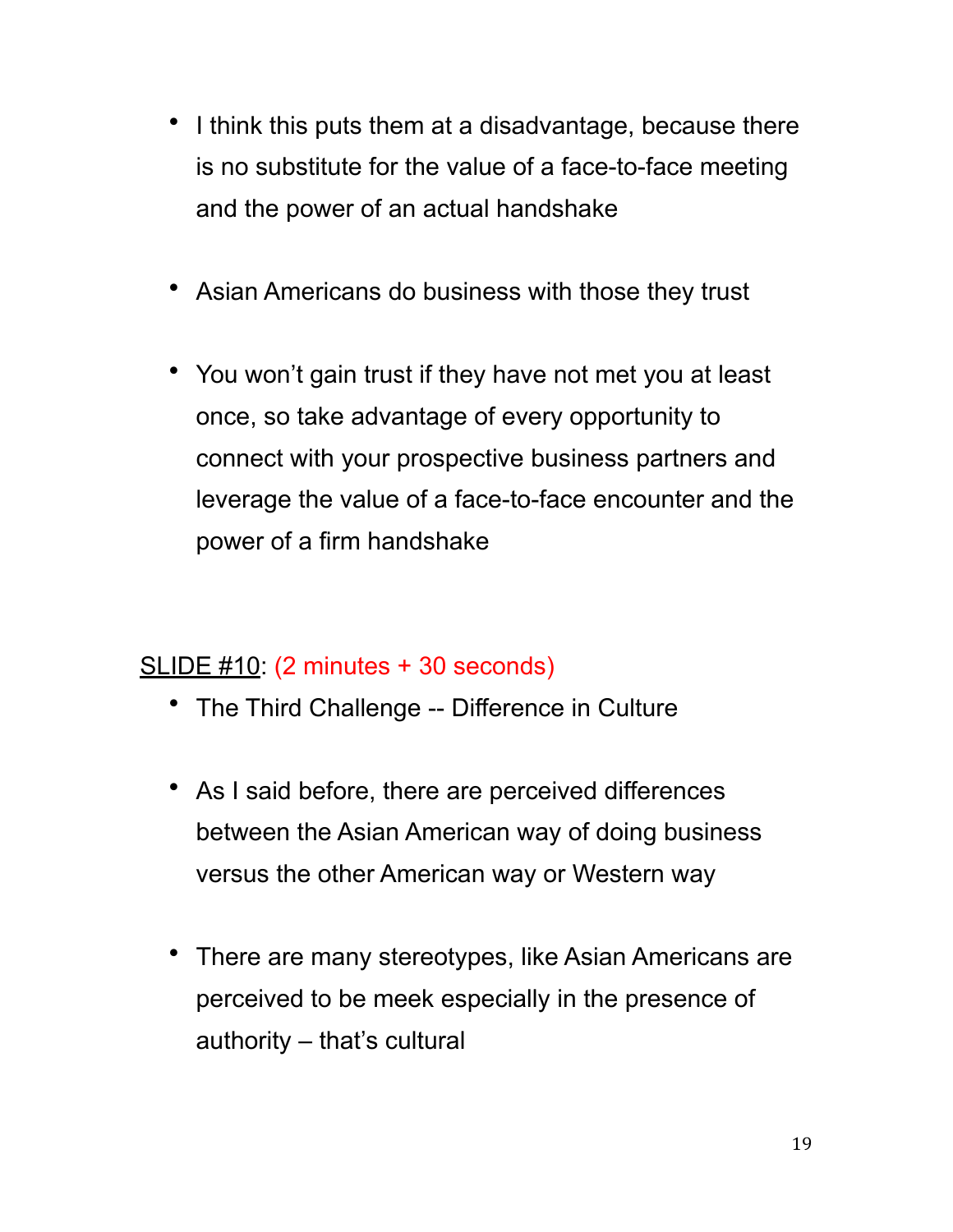- I think this puts them at a disadvantage, because there is no substitute for the value of a face-to-face meeting and the power of an actual handshake

- Asian Americans do business with those they trust

- You won't gain trust if they have not met you at least once, so take advantage of every opportunity to connect with your prospective business partners and leverage the value of a face-to-face encounter and the power of a firm handshake

<u>SLIDE #10</u>: (2 minutes + 30 seconds)

- The Third Challenge -- Difference in Culture

- As I said before, there are perceived differences between the Asian American way of doing business versus the other American way or Western way

- There are many stereotypes, like Asian Americans are perceived to be meek especially in the presence of authority – that's cultural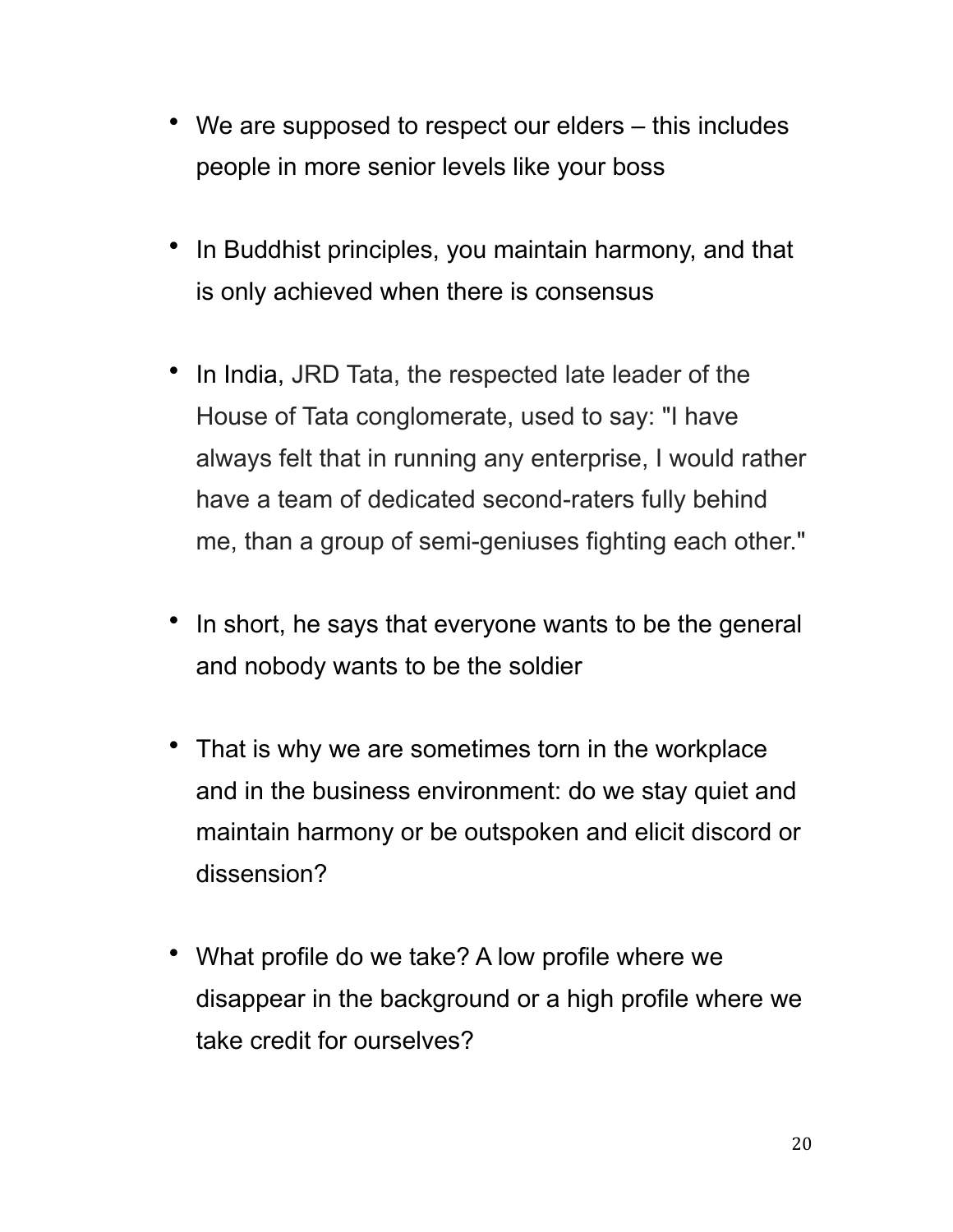- We are supposed to respect our elders – this includes people in more senior levels like your boss

- In Buddhist principles, you maintain harmony, and that is only achieved when there is consensus

- In India, JRD Tata, the respected late leader of the House of Tata conglomerate, used to say: "I have always felt that in running any enterprise, I would rather have a team of dedicated second-raters fully behind me, than a group of semi-geniuses fighting each other."

- In short, he says that everyone wants to be the general and nobody wants to be the soldier

- That is why we are sometimes torn in the workplace and in the business environment: do we stay quiet and maintain harmony or be outspoken and elicit discord or dissension?

- What profile do we take? A low profile where we disappear in the background or a high profile where we take credit for ourselves?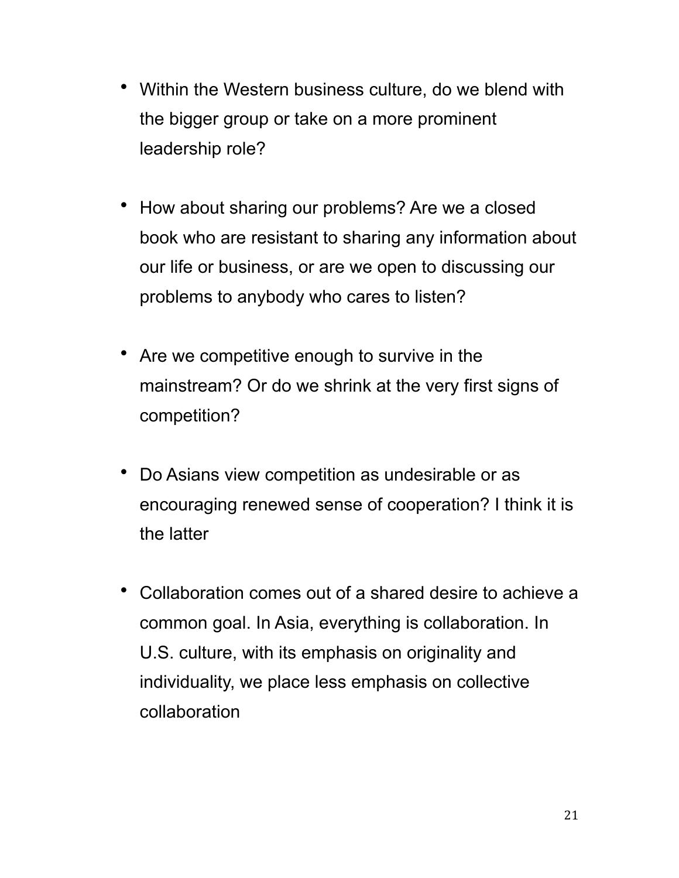- Within the Western business culture, do we blend with the bigger group or take on a more prominent leadership role?

- How about sharing our problems? Are we a closed book who are resistant to sharing any information about our life or business, or are we open to discussing our problems to anybody who cares to listen?

- Are we competitive enough to survive in the mainstream? Or do we shrink at the very first signs of competition?

- Do Asians view competition as undesirable or as encouraging renewed sense of cooperation? I think it is the latter

- Collaboration comes out of a shared desire to achieve a common goal. In Asia, everything is collaboration. In U.S. culture, with its emphasis on originality and individuality, we place less emphasis on collective collaboration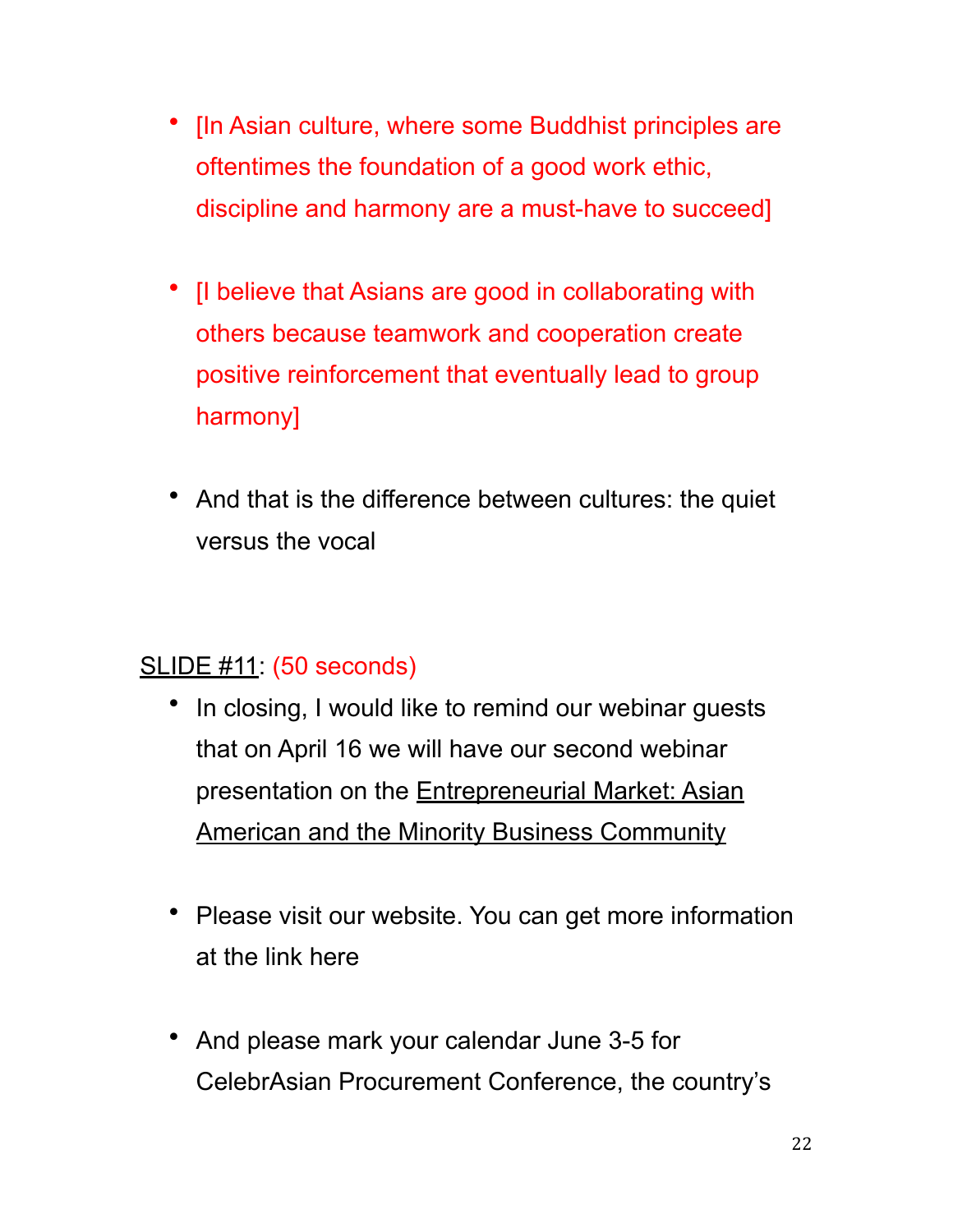- [In Asian culture, where some Buddhist principles are oftentimes the foundation of a good work ethic, discipline and harmony are a must-have to succeed]

- [I believe that Asians are good in collaborating with others because teamwork and cooperation create positive reinforcement that eventually lead to group harmony]

- And that is the difference between cultures: the quiet versus the vocal

<u>SLIDE #11</u>: (50 seconds)

- In closing, I would like to remind our webinar guests that on April 16 we will have our second webinar presentation on the <u>Entrepreneurial Market: Asian American and the Minority Business Community</u>

- Please visit our website. You can get more information at the link here

- And please mark your calendar June 3-5 for CelebrAsian Procurement Conference, the country's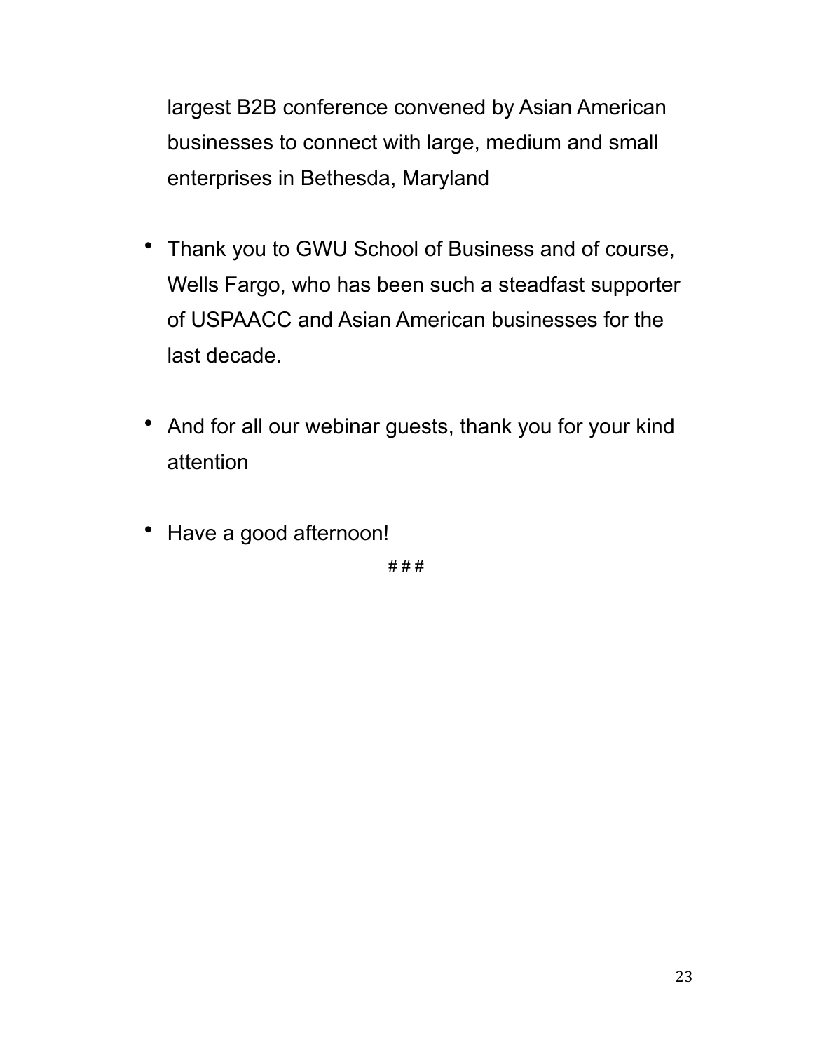largest B2B conference convened by Asian American businesses to connect with large, medium and small enterprises in Bethesda, Maryland

- Thank you to GWU School of Business and of course, Wells Fargo, who has been such a steadfast supporter of USPAACC and Asian American businesses for the last decade.

- And for all our webinar guests, thank you for your kind attention

- Have a good afternoon!

# # #